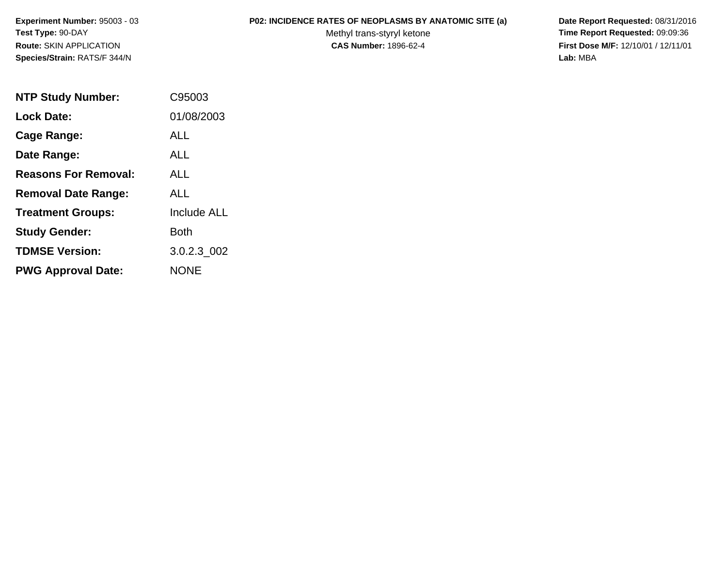**Experiment Number:** 95003 - 03
**Test Type:** 90-DAY
**Route:** SKIN APPLICATION
**Species/Strain:** RATS/F 344/N

**P02: INCIDENCE RATES OF NEOPLASMS BY ANATOMIC SITE (a)**
Methyl trans-styryl ketone
**CAS Number:** 1896-62-4

**Date Report Requested:** 08/31/2016
**Time Report Requested:** 09:09:36
**First Dose M/F:** 12/10/01 / 12/11/01
**Lab:** MBA

| | |
|---|---|
| **NTP Study Number:** | C95003 |
| **Lock Date:** | 01/08/2003 |
| **Cage Range:** | ALL |
| **Date Range:** | ALL |
| **Reasons For Removal:** | ALL |
| **Removal Date Range:** | ALL |
| **Treatment Groups:** | Include ALL |
| **Study Gender:** | Both |
| **TDMSE Version:** | 3.0.2.3_002 |
| **PWG Approval Date:** | NONE |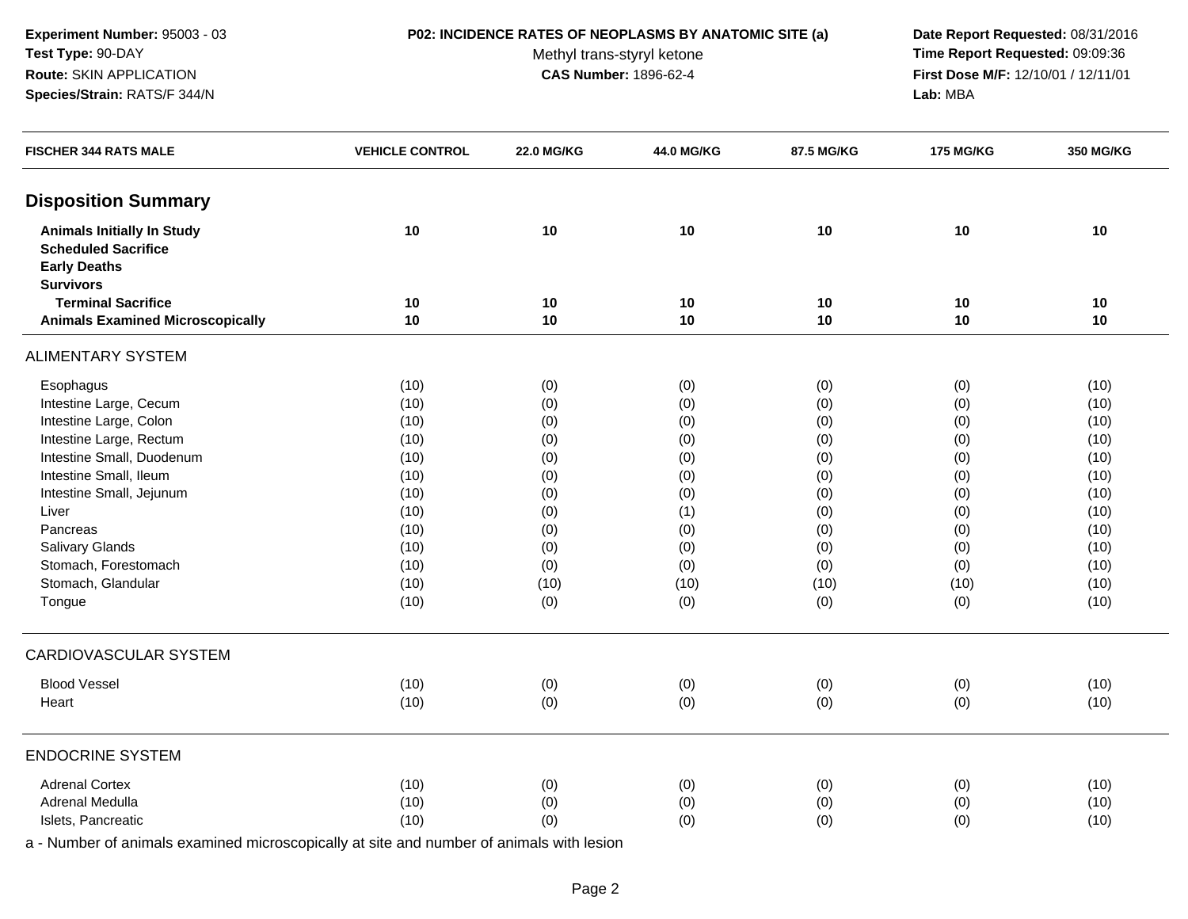**Experiment Number:** 95003 - 03
**Test Type:** 90-DAY
**Route:** SKIN APPLICATION
**Species/Strain:** RATS/F 344/N

**P02: INCIDENCE RATES OF NEOPLASMS BY ANATOMIC SITE (a)**
Methyl trans-styryl ketone
**CAS Number:** 1896-62-4

**Date Report Requested:** 08/31/2016
**Time Report Requested:** 09:09:36
**First Dose M/F:** 12/10/01 / 12/11/01
**Lab:** MBA

| FISCHER 344 RATS MALE | VEHICLE CONTROL | 22.0 MG/KG | 44.0 MG/KG | 87.5 MG/KG | 175 MG/KG | 350 MG/KG |
|---|---|---|---|---|---|---|
| **Disposition Summary** | | | | | | |
| **Animals Initially In Study** | **10** | **10** | **10** | **10** | **10** | **10** |
| **Scheduled Sacrifice** | | | | | | |
| **Early Deaths** | | | | | | |
| **Survivors** | | | | | | |
| **Terminal Sacrifice** | **10** | **10** | **10** | **10** | **10** | **10** |
| **Animals Examined Microscopically** | **10** | **10** | **10** | **10** | **10** | **10** |
| ALIMENTARY SYSTEM | | | | | | |
| Esophagus | (10) | (0) | (0) | (0) | (0) | (10) |
| Intestine Large, Cecum | (10) | (0) | (0) | (0) | (0) | (10) |
| Intestine Large, Colon | (10) | (0) | (0) | (0) | (0) | (10) |
| Intestine Large, Rectum | (10) | (0) | (0) | (0) | (0) | (10) |
| Intestine Small, Duodenum | (10) | (0) | (0) | (0) | (0) | (10) |
| Intestine Small, Ileum | (10) | (0) | (0) | (0) | (0) | (10) |
| Intestine Small, Jejunum | (10) | (0) | (0) | (0) | (0) | (10) |
| Liver | (10) | (0) | (1) | (0) | (0) | (10) |
| Pancreas | (10) | (0) | (0) | (0) | (0) | (10) |
| Salivary Glands | (10) | (0) | (0) | (0) | (0) | (10) |
| Stomach, Forestomach | (10) | (0) | (0) | (0) | (0) | (10) |
| Stomach, Glandular | (10) | (10) | (10) | (10) | (10) | (10) |
| Tongue | (10) | (0) | (0) | (0) | (0) | (10) |
| CARDIOVASCULAR SYSTEM | | | | | | |
| Blood Vessel | (10) | (0) | (0) | (0) | (0) | (10) |
| Heart | (10) | (0) | (0) | (0) | (0) | (10) |
| ENDOCRINE SYSTEM | | | | | | |
| Adrenal Cortex | (10) | (0) | (0) | (0) | (0) | (10) |
| Adrenal Medulla | (10) | (0) | (0) | (0) | (0) | (10) |
| Islets, Pancreatic | (10) | (0) | (0) | (0) | (0) | (10) |

a - Number of animals examined microscopically at site and number of animals with lesion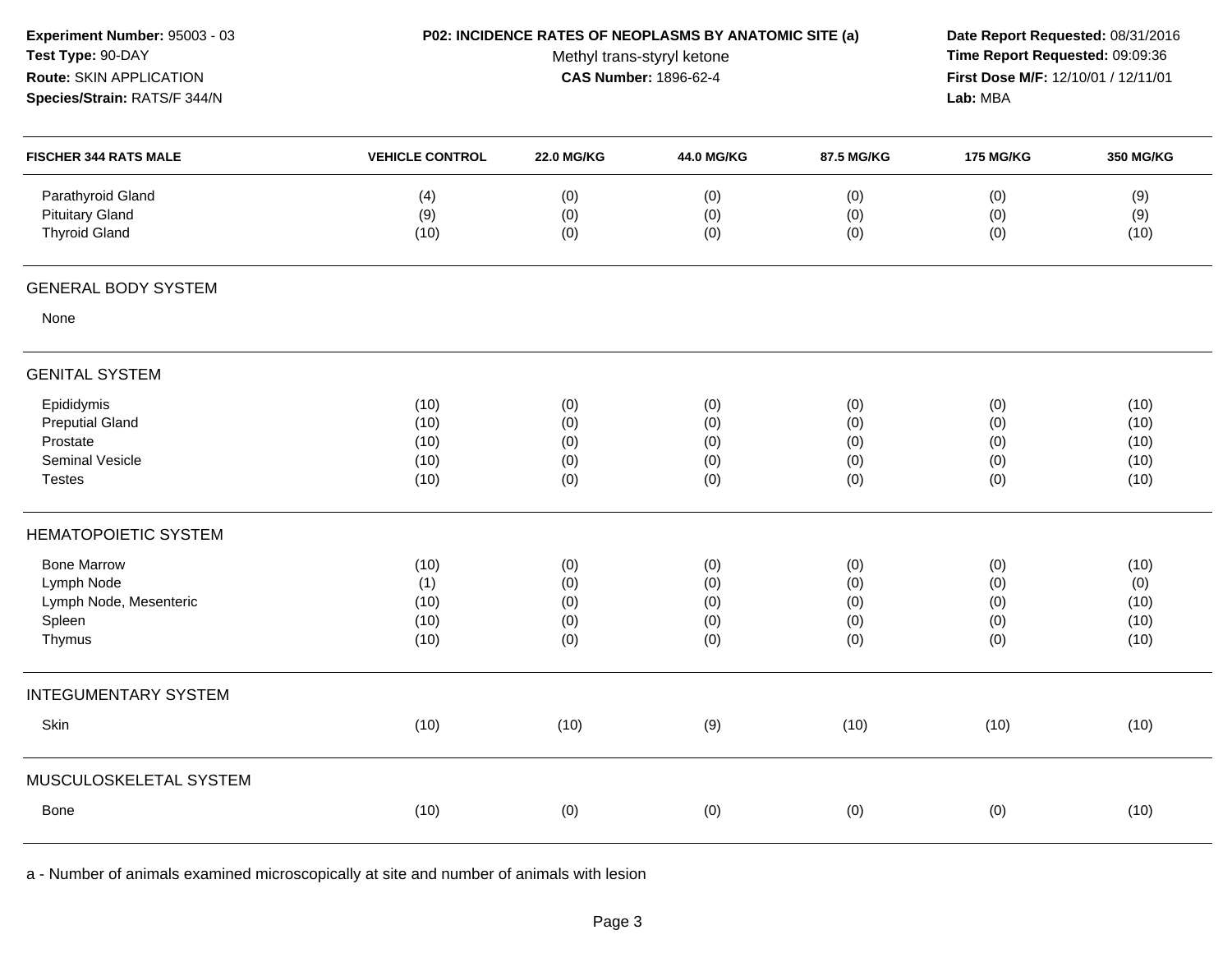**Experiment Number:** 95003 - 03
**Test Type:** 90-DAY
**Route:** SKIN APPLICATION
**Species/Strain:** RATS/F 344/N

**P02: INCIDENCE RATES OF NEOPLASMS BY ANATOMIC SITE (a)**
Methyl trans-styryl ketone
**CAS Number:** 1896-62-4

**Date Report Requested:** 08/31/2016
**Time Report Requested:** 09:09:36
**First Dose M/F:** 12/10/01 / 12/11/01
**Lab:** MBA

| FISCHER 344 RATS MALE | VEHICLE CONTROL | 22.0 MG/KG | 44.0 MG/KG | 87.5 MG/KG | 175 MG/KG | 350 MG/KG |
|---|---|---|---|---|---|---|
| Parathyroid Gland | (4) | (0) | (0) | (0) | (0) | (9) |
| Pituitary Gland | (9) | (0) | (0) | (0) | (0) | (9) |
| Thyroid Gland | (10) | (0) | (0) | (0) | (0) | (10) |
| **GENERAL BODY SYSTEM** | | | | | | |
| None | | | | | | |
| **GENITAL SYSTEM** | | | | | | |
| Epididymis | (10) | (0) | (0) | (0) | (0) | (10) |
| Preputial Gland | (10) | (0) | (0) | (0) | (0) | (10) |
| Prostate | (10) | (0) | (0) | (0) | (0) | (10) |
| Seminal Vesicle | (10) | (0) | (0) | (0) | (0) | (10) |
| Testes | (10) | (0) | (0) | (0) | (0) | (10) |
| **HEMATOPOIETIC SYSTEM** | | | | | | |
| Bone Marrow | (10) | (0) | (0) | (0) | (0) | (10) |
| Lymph Node | (1) | (0) | (0) | (0) | (0) | (0) |
| Lymph Node, Mesenteric | (10) | (0) | (0) | (0) | (0) | (10) |
| Spleen | (10) | (0) | (0) | (0) | (0) | (10) |
| Thymus | (10) | (0) | (0) | (0) | (0) | (10) |
| **INTEGUMENTARY SYSTEM** | | | | | | |
| Skin | (10) | (10) | (9) | (10) | (10) | (10) |
| **MUSCULOSKELETAL SYSTEM** | | | | | | |
| Bone | (10) | (0) | (0) | (0) | (0) | (10) |

a - Number of animals examined microscopically at site and number of animals with lesion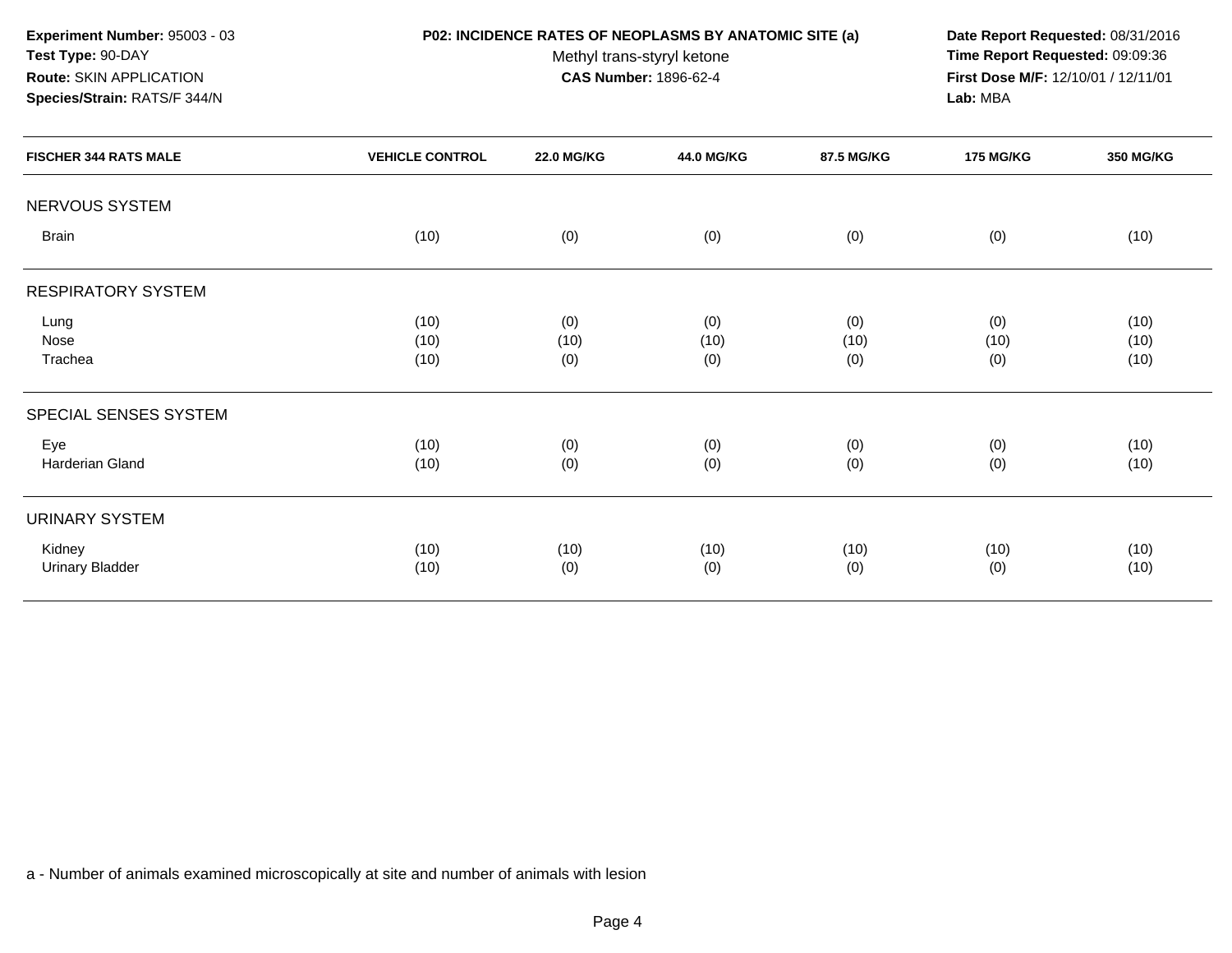**Experiment Number:** 95003 - 03
**Test Type:** 90-DAY
**Route:** SKIN APPLICATION
**Species/Strain:** RATS/F 344/N

**P02: INCIDENCE RATES OF NEOPLASMS BY ANATOMIC SITE (a)**
Methyl trans-styryl ketone
**CAS Number:** 1896-62-4

**Date Report Requested:** 08/31/2016
**Time Report Requested:** 09:09:36
**First Dose M/F:** 12/10/01 / 12/11/01
**Lab:** MBA

| FISCHER 344 RATS MALE | VEHICLE CONTROL | 22.0 MG/KG | 44.0 MG/KG | 87.5 MG/KG | 175 MG/KG | 350 MG/KG |
|---|---|---|---|---|---|---|
| NERVOUS SYSTEM | | | | | | |
| Brain | (10) | (0) | (0) | (0) | (0) | (10) |
| RESPIRATORY SYSTEM | | | | | | |
| Lung | (10) | (0) | (0) | (0) | (0) | (10) |
| Nose | (10) | (10) | (10) | (10) | (10) | (10) |
| Trachea | (10) | (0) | (0) | (0) | (0) | (10) |
| SPECIAL SENSES SYSTEM | | | | | | |
| Eye | (10) | (0) | (0) | (0) | (0) | (10) |
| Harderian Gland | (10) | (0) | (0) | (0) | (0) | (10) |
| URINARY SYSTEM | | | | | | |
| Kidney | (10) | (10) | (10) | (10) | (10) | (10) |
| Urinary Bladder | (10) | (0) | (0) | (0) | (0) | (10) |

a - Number of animals examined microscopically at site and number of animals with lesion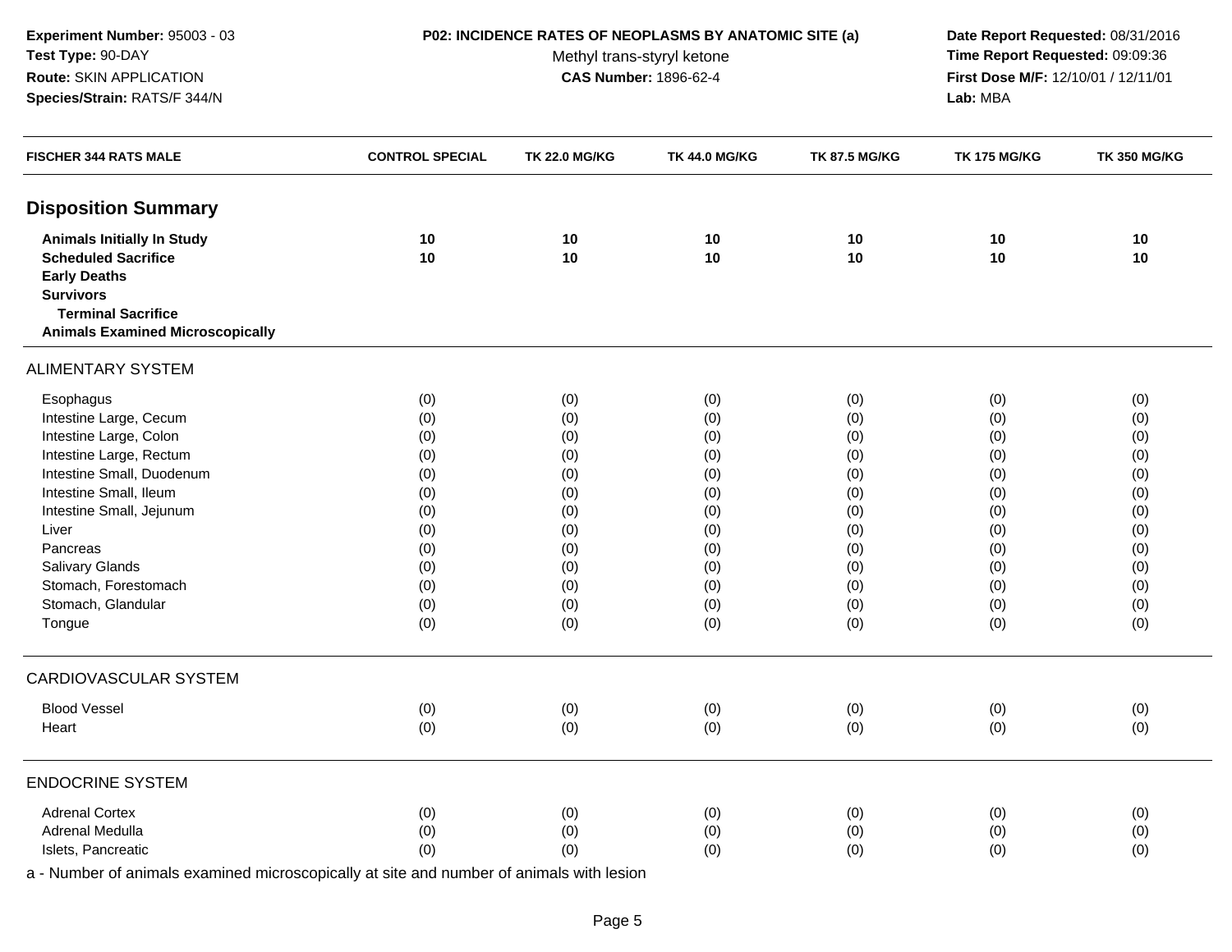**Experiment Number:** 95003 - 03
**Test Type:** 90-DAY
**Route:** SKIN APPLICATION
**Species/Strain:** RATS/F 344/N

**P02: INCIDENCE RATES OF NEOPLASMS BY ANATOMIC SITE (a)**
Methyl trans-styryl ketone
**CAS Number:** 1896-62-4

**Date Report Requested:** 08/31/2016
**Time Report Requested:** 09:09:36
**First Dose M/F:** 12/10/01 / 12/11/01
**Lab:** MBA

| FISCHER 344 RATS MALE | CONTROL SPECIAL | TK 22.0 MG/KG | TK 44.0 MG/KG | TK 87.5 MG/KG | TK 175 MG/KG | TK 350 MG/KG |
|---|---|---|---|---|---|---|
| **Disposition Summary** | | | | | | |
| **Animals Initially In Study** | **10** | **10** | **10** | **10** | **10** | **10** |
| **Scheduled Sacrifice** | **10** | **10** | **10** | **10** | **10** | **10** |
| **Early Deaths** | | | | | | |
| **Survivors** | | | | | | |
| **Terminal Sacrifice** | | | | | | |
| **Animals Examined Microscopically** | | | | | | |
| ALIMENTARY SYSTEM | | | | | | |
| Esophagus | (0) | (0) | (0) | (0) | (0) | (0) |
| Intestine Large, Cecum | (0) | (0) | (0) | (0) | (0) | (0) |
| Intestine Large, Colon | (0) | (0) | (0) | (0) | (0) | (0) |
| Intestine Large, Rectum | (0) | (0) | (0) | (0) | (0) | (0) |
| Intestine Small, Duodenum | (0) | (0) | (0) | (0) | (0) | (0) |
| Intestine Small, Ileum | (0) | (0) | (0) | (0) | (0) | (0) |
| Intestine Small, Jejunum | (0) | (0) | (0) | (0) | (0) | (0) |
| Liver | (0) | (0) | (0) | (0) | (0) | (0) |
| Pancreas | (0) | (0) | (0) | (0) | (0) | (0) |
| Salivary Glands | (0) | (0) | (0) | (0) | (0) | (0) |
| Stomach, Forestomach | (0) | (0) | (0) | (0) | (0) | (0) |
| Stomach, Glandular | (0) | (0) | (0) | (0) | (0) | (0) |
| Tongue | (0) | (0) | (0) | (0) | (0) | (0) |
| CARDIOVASCULAR SYSTEM | | | | | | |
| Blood Vessel | (0) | (0) | (0) | (0) | (0) | (0) |
| Heart | (0) | (0) | (0) | (0) | (0) | (0) |
| ENDOCRINE SYSTEM | | | | | | |
| Adrenal Cortex | (0) | (0) | (0) | (0) | (0) | (0) |
| Adrenal Medulla | (0) | (0) | (0) | (0) | (0) | (0) |
| Islets, Pancreatic | (0) | (0) | (0) | (0) | (0) | (0) |

a - Number of animals examined microscopically at site and number of animals with lesion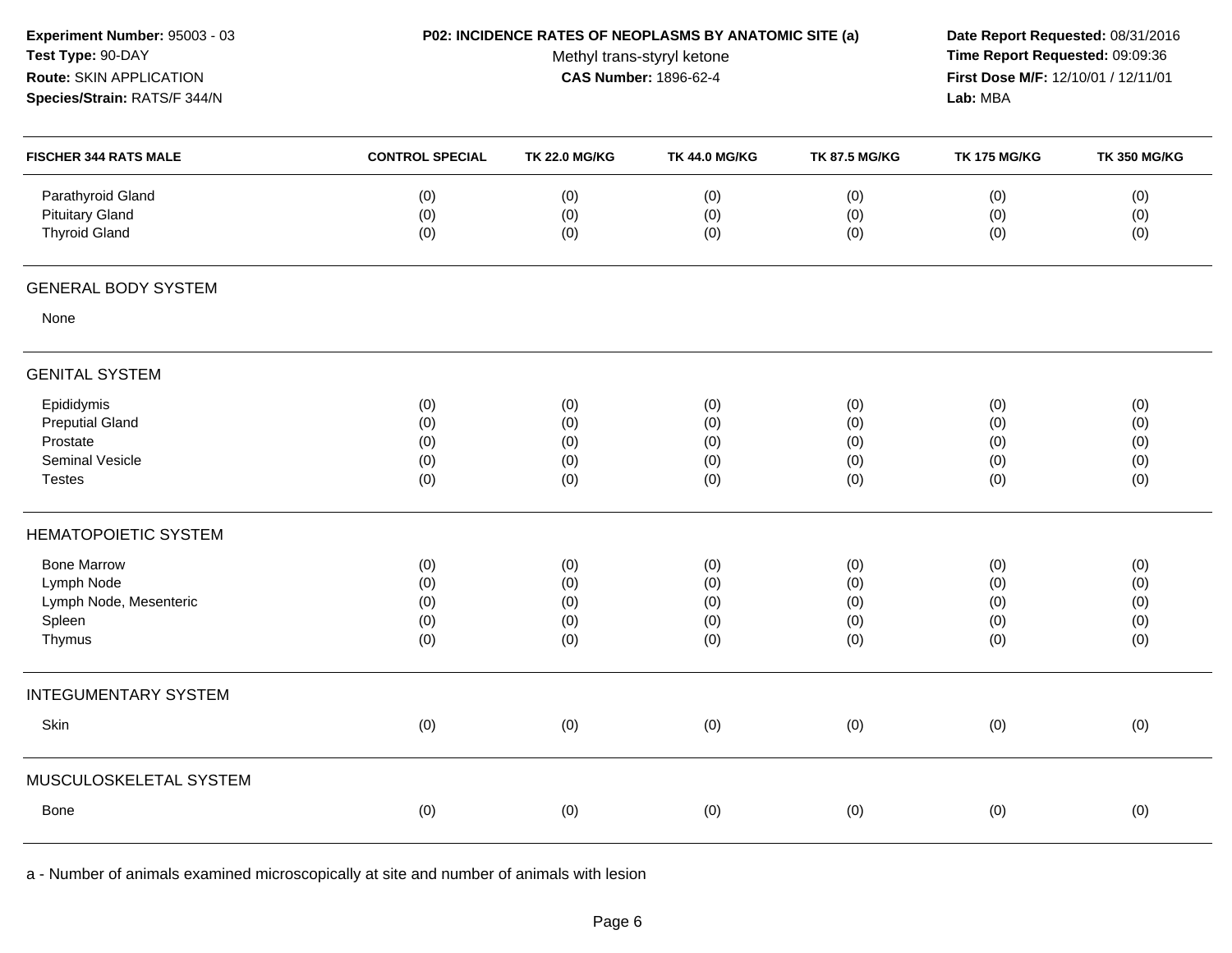**Experiment Number:** 95003 - 03
**Test Type:** 90-DAY
**Route:** SKIN APPLICATION
**Species/Strain:** RATS/F 344/N

**P02: INCIDENCE RATES OF NEOPLASMS BY ANATOMIC SITE (a)**
Methyl trans-styryl ketone
**CAS Number:** 1896-62-4

**Date Report Requested:** 08/31/2016
**Time Report Requested:** 09:09:36
**First Dose M/F:** 12/10/01 / 12/11/01
**Lab:** MBA

| FISCHER 344 RATS MALE | CONTROL SPECIAL | TK 22.0 MG/KG | TK 44.0 MG/KG | TK 87.5 MG/KG | TK 175 MG/KG | TK 350 MG/KG |
|---|---|---|---|---|---|---|
| Parathyroid Gland | (0) | (0) | (0) | (0) | (0) | (0) |
| Pituitary Gland | (0) | (0) | (0) | (0) | (0) | (0) |
| Thyroid Gland | (0) | (0) | (0) | (0) | (0) | (0) |
| **GENERAL BODY SYSTEM** | | | | | | |
| None | | | | | | |
| **GENITAL SYSTEM** | | | | | | |
| Epididymis | (0) | (0) | (0) | (0) | (0) | (0) |
| Preputial Gland | (0) | (0) | (0) | (0) | (0) | (0) |
| Prostate | (0) | (0) | (0) | (0) | (0) | (0) |
| Seminal Vesicle | (0) | (0) | (0) | (0) | (0) | (0) |
| Testes | (0) | (0) | (0) | (0) | (0) | (0) |
| **HEMATOPOIETIC SYSTEM** | | | | | | |
| Bone Marrow | (0) | (0) | (0) | (0) | (0) | (0) |
| Lymph Node | (0) | (0) | (0) | (0) | (0) | (0) |
| Lymph Node, Mesenteric | (0) | (0) | (0) | (0) | (0) | (0) |
| Spleen | (0) | (0) | (0) | (0) | (0) | (0) |
| Thymus | (0) | (0) | (0) | (0) | (0) | (0) |
| **INTEGUMENTARY SYSTEM** | | | | | | |
| Skin | (0) | (0) | (0) | (0) | (0) | (0) |
| **MUSCULOSKELETAL SYSTEM** | | | | | | |
| Bone | (0) | (0) | (0) | (0) | (0) | (0) |

a - Number of animals examined microscopically at site and number of animals with lesion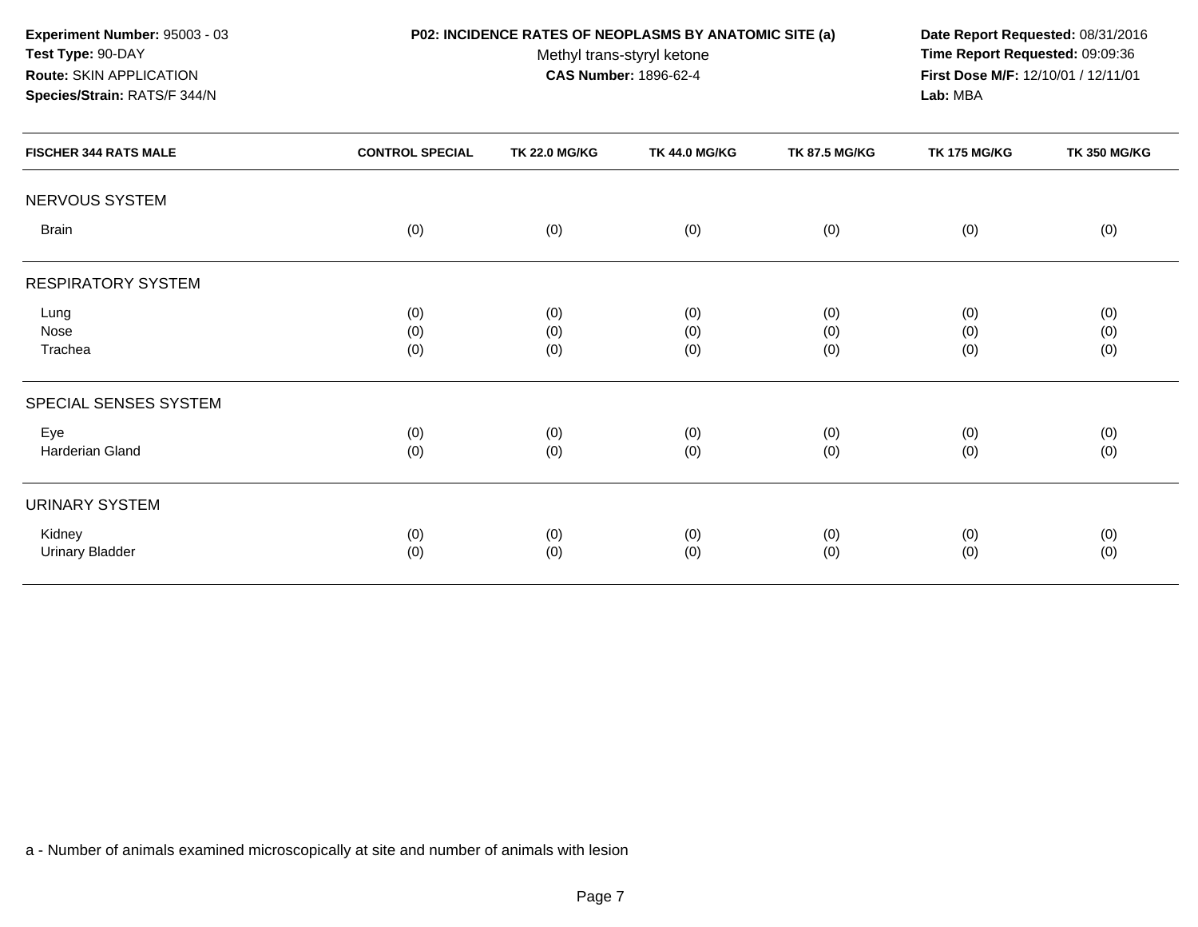**Experiment Number:** 95003 - 03
**Test Type:** 90-DAY
**Route:** SKIN APPLICATION
**Species/Strain:** RATS/F 344/N

**P02: INCIDENCE RATES OF NEOPLASMS BY ANATOMIC SITE (a)**
Methyl trans-styryl ketone
**CAS Number:** 1896-62-4

**Date Report Requested:** 08/31/2016
**Time Report Requested:** 09:09:36
**First Dose M/F:** 12/10/01 / 12/11/01
**Lab:** MBA

| FISCHER 344 RATS MALE | CONTROL SPECIAL | TK 22.0 MG/KG | TK 44.0 MG/KG | TK 87.5 MG/KG | TK 175 MG/KG | TK 350 MG/KG |
|---|---|---|---|---|---|---|
| NERVOUS SYSTEM | | | | | | |
| Brain | (0) | (0) | (0) | (0) | (0) | (0) |
| RESPIRATORY SYSTEM | | | | | | |
| Lung | (0) | (0) | (0) | (0) | (0) | (0) |
| Nose | (0) | (0) | (0) | (0) | (0) | (0) |
| Trachea | (0) | (0) | (0) | (0) | (0) | (0) |
| SPECIAL SENSES SYSTEM | | | | | | |
| Eye | (0) | (0) | (0) | (0) | (0) | (0) |
| Harderian Gland | (0) | (0) | (0) | (0) | (0) | (0) |
| URINARY SYSTEM | | | | | | |
| Kidney | (0) | (0) | (0) | (0) | (0) | (0) |
| Urinary Bladder | (0) | (0) | (0) | (0) | (0) | (0) |

a - Number of animals examined microscopically at site and number of animals with lesion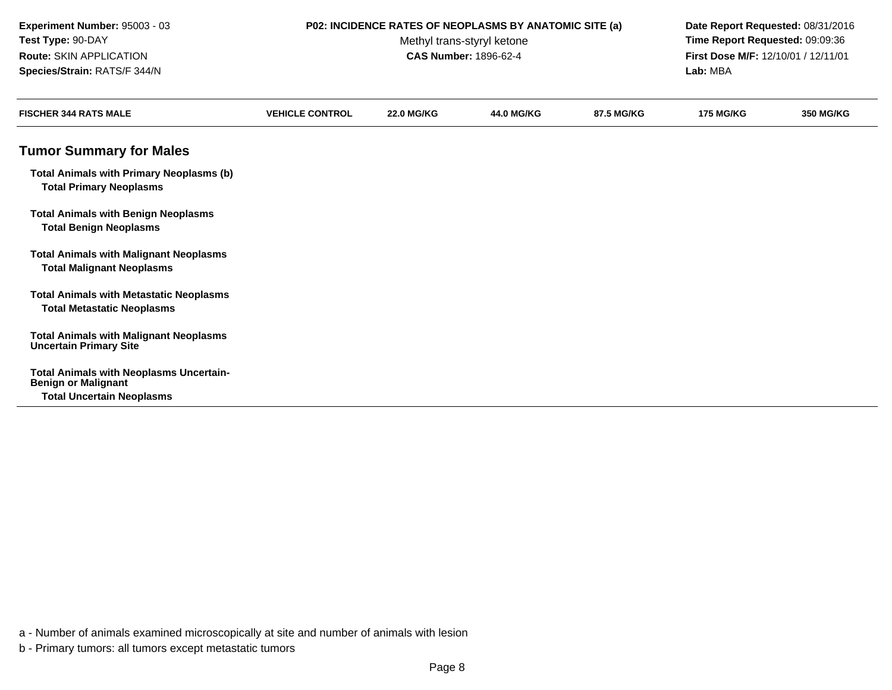**Experiment Number:** 95003 - 03
**Test Type:** 90-DAY
**Route:** SKIN APPLICATION
**Species/Strain:** RATS/F 344/N

**P02: INCIDENCE RATES OF NEOPLASMS BY ANATOMIC SITE (a)**
Methyl trans-styryl ketone
**CAS Number:** 1896-62-4

**Date Report Requested:** 08/31/2016
**Time Report Requested:** 09:09:36
**First Dose M/F:** 12/10/01 / 12/11/01
**Lab:** MBA

| FISCHER 344 RATS MALE | VEHICLE CONTROL | 22.0 MG/KG | 44.0 MG/KG | 87.5 MG/KG | 175 MG/KG | 350 MG/KG |
|---|---|---|---|---|---|---|
| **Tumor Summary for Males** | | | | | | |
| **Total Animals with Primary Neoplasms (b)** | | | | | | |
| **Total Primary Neoplasms** | | | | | | |
| **Total Animals with Benign Neoplasms** | | | | | | |
| **Total Benign Neoplasms** | | | | | | |
| **Total Animals with Malignant Neoplasms** | | | | | | |
| **Total Malignant Neoplasms** | | | | | | |
| **Total Animals with Metastatic Neoplasms** | | | | | | |
| **Total Metastatic Neoplasms** | | | | | | |
| **Total Animals with Malignant Neoplasms Uncertain Primary Site** | | | | | | |
| **Total Animals with Neoplasms Uncertain-Benign or Malignant** | | | | | | |
| **Total Uncertain Neoplasms** | | | | | | |

a - Number of animals examined microscopically at site and number of animals with lesion

b - Primary tumors: all tumors except metastatic tumors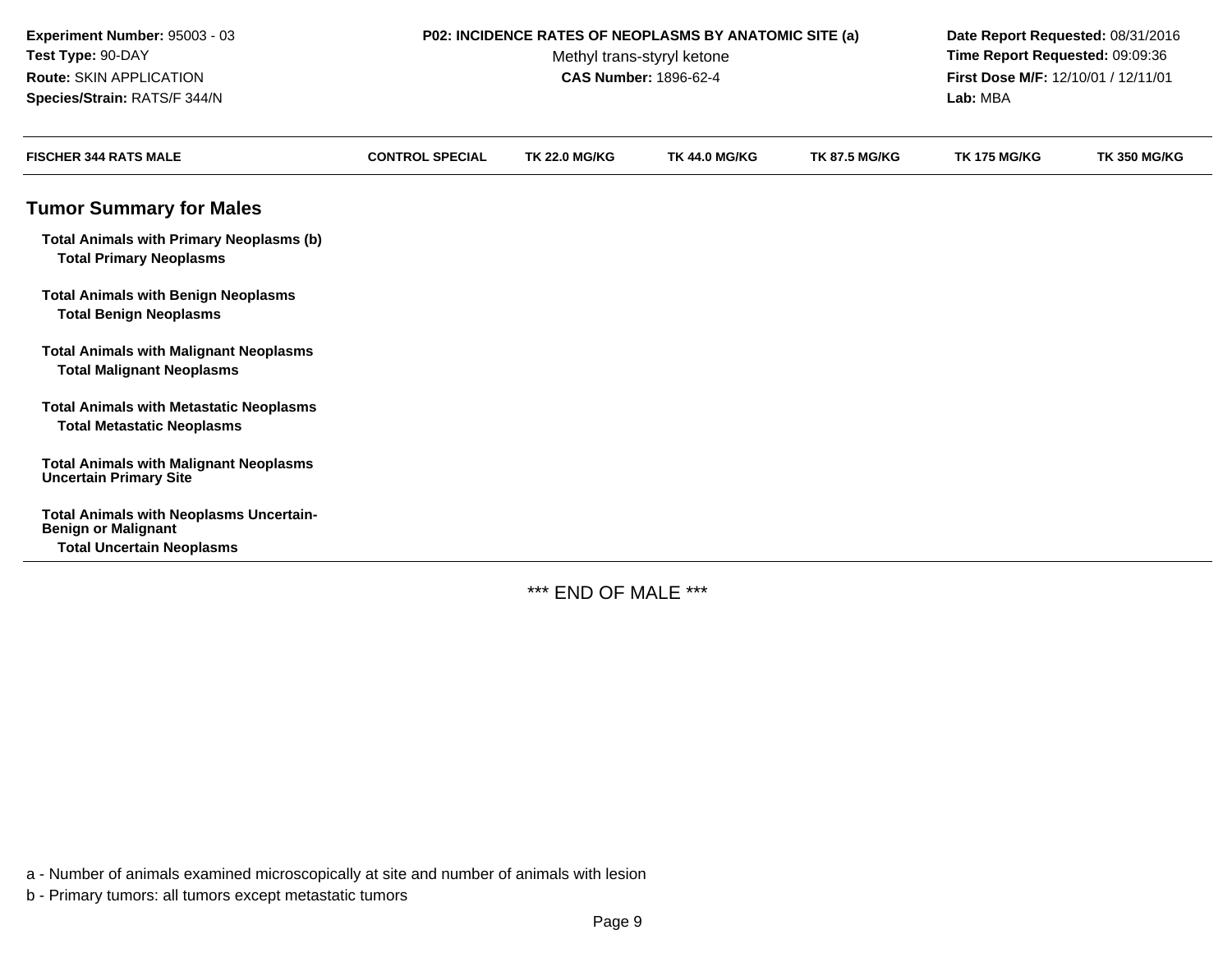**Experiment Number:** 95003 - 03
**Test Type:** 90-DAY
**Route:** SKIN APPLICATION
**Species/Strain:** RATS/F 344/N

**P02: INCIDENCE RATES OF NEOPLASMS BY ANATOMIC SITE (a)**
Methyl trans-styryl ketone
**CAS Number:** 1896-62-4

**Date Report Requested:** 08/31/2016
**Time Report Requested:** 09:09:36
**First Dose M/F:** 12/10/01 / 12/11/01
**Lab:** MBA

| FISCHER 344 RATS MALE | CONTROL SPECIAL | TK 22.0 MG/KG | TK 44.0 MG/KG | TK 87.5 MG/KG | TK 175 MG/KG | TK 350 MG/KG |
|---|---|---|---|---|---|---|
| **Tumor Summary for Males** | | | | | | |
| **Total Animals with Primary Neoplasms (b)** | | | | | | |
| **Total Primary Neoplasms** | | | | | | |
| **Total Animals with Benign Neoplasms** | | | | | | |
| **Total Benign Neoplasms** | | | | | | |
| **Total Animals with Malignant Neoplasms** | | | | | | |
| **Total Malignant Neoplasms** | | | | | | |
| **Total Animals with Metastatic Neoplasms** | | | | | | |
| **Total Metastatic Neoplasms** | | | | | | |
| **Total Animals with Malignant Neoplasms Uncertain Primary Site** | | | | | | |
| **Total Animals with Neoplasms Uncertain-Benign or Malignant** | | | | | | |
| **Total Uncertain Neoplasms** | | | | | | |

*** END OF MALE ***

a - Number of animals examined microscopically at site and number of animals with lesion

b - Primary tumors: all tumors except metastatic tumors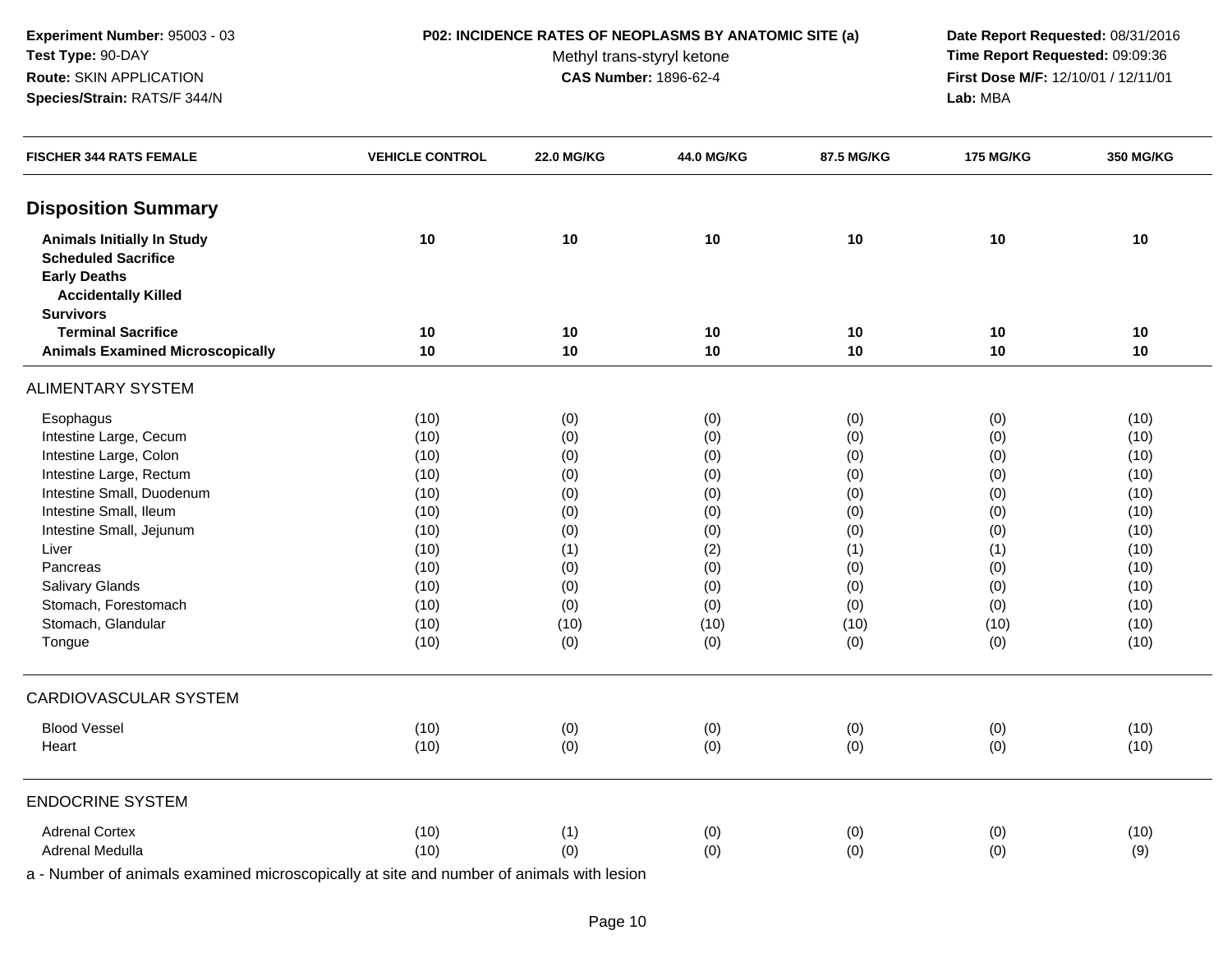**Experiment Number:** 95003 - 03
**Test Type:** 90-DAY
**Route:** SKIN APPLICATION
**Species/Strain:** RATS/F 344/N

**P02: INCIDENCE RATES OF NEOPLASMS BY ANATOMIC SITE (a)**
Methyl trans-styryl ketone
**CAS Number:** 1896-62-4

**Date Report Requested:** 08/31/2016
**Time Report Requested:** 09:09:36
**First Dose M/F:** 12/10/01 / 12/11/01
**Lab:** MBA

| FISCHER 344 RATS FEMALE | VEHICLE CONTROL | 22.0 MG/KG | 44.0 MG/KG | 87.5 MG/KG | 175 MG/KG | 350 MG/KG |
|---|---|---|---|---|---|---|
| **Disposition Summary** | | | | | | |
| **Animals Initially In Study** | **10** | **10** | **10** | **10** | **10** | **10** |
| **Scheduled Sacrifice** | | | | | | |
| **Early Deaths** | | | | | | |
| **Accidentally Killed** | | | | | | |
| **Survivors** | | | | | | |
| **Terminal Sacrifice** | **10** | **10** | **10** | **10** | **10** | **10** |
| **Animals Examined Microscopically** | **10** | **10** | **10** | **10** | **10** | **10** |
| ALIMENTARY SYSTEM | | | | | | |
| Esophagus | (10) | (0) | (0) | (0) | (0) | (10) |
| Intestine Large, Cecum | (10) | (0) | (0) | (0) | (0) | (10) |
| Intestine Large, Colon | (10) | (0) | (0) | (0) | (0) | (10) |
| Intestine Large, Rectum | (10) | (0) | (0) | (0) | (0) | (10) |
| Intestine Small, Duodenum | (10) | (0) | (0) | (0) | (0) | (10) |
| Intestine Small, Ileum | (10) | (0) | (0) | (0) | (0) | (10) |
| Intestine Small, Jejunum | (10) | (0) | (0) | (0) | (0) | (10) |
| Liver | (10) | (1) | (2) | (1) | (1) | (10) |
| Pancreas | (10) | (0) | (0) | (0) | (0) | (10) |
| Salivary Glands | (10) | (0) | (0) | (0) | (0) | (10) |
| Stomach, Forestomach | (10) | (0) | (0) | (0) | (0) | (10) |
| Stomach, Glandular | (10) | (10) | (10) | (10) | (10) | (10) |
| Tongue | (10) | (0) | (0) | (0) | (0) | (10) |
| CARDIOVASCULAR SYSTEM | | | | | | |
| Blood Vessel | (10) | (0) | (0) | (0) | (0) | (10) |
| Heart | (10) | (0) | (0) | (0) | (0) | (10) |
| ENDOCRINE SYSTEM | | | | | | |
| Adrenal Cortex | (10) | (1) | (0) | (0) | (0) | (10) |
| Adrenal Medulla | (10) | (0) | (0) | (0) | (0) | (9) |

a - Number of animals examined microscopically at site and number of animals with lesion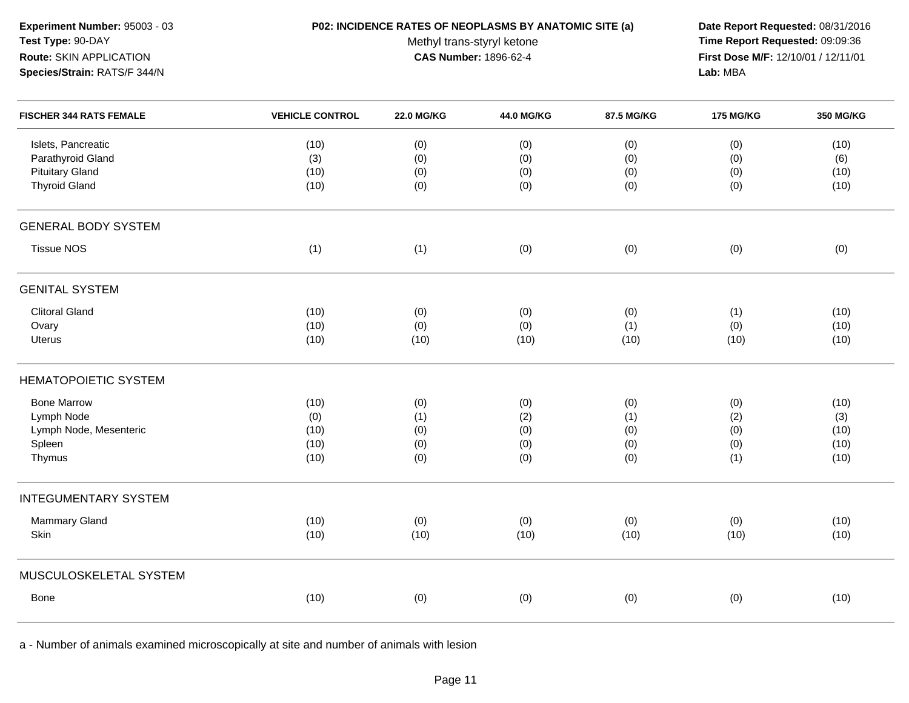**Experiment Number:** 95003 - 03
**Test Type:** 90-DAY
**Route:** SKIN APPLICATION
**Species/Strain:** RATS/F 344/N

**P02: INCIDENCE RATES OF NEOPLASMS BY ANATOMIC SITE (a)**
Methyl trans-styryl ketone
**CAS Number:** 1896-62-4

**Date Report Requested:** 08/31/2016
**Time Report Requested:** 09:09:36
**First Dose M/F:** 12/10/01 / 12/11/01
**Lab:** MBA

| FISCHER 344 RATS FEMALE | VEHICLE CONTROL | 22.0 MG/KG | 44.0 MG/KG | 87.5 MG/KG | 175 MG/KG | 350 MG/KG |
|---|---|---|---|---|---|---|
| Islets, Pancreatic | (10) | (0) | (0) | (0) | (0) | (10) |
| Parathyroid Gland | (3) | (0) | (0) | (0) | (0) | (6) |
| Pituitary Gland | (10) | (0) | (0) | (0) | (0) | (10) |
| Thyroid Gland | (10) | (0) | (0) | (0) | (0) | (10) |
| **GENERAL BODY SYSTEM** | | | | | | |
| Tissue NOS | (1) | (1) | (0) | (0) | (0) | (0) |
| **GENITAL SYSTEM** | | | | | | |
| Clitoral Gland | (10) | (0) | (0) | (0) | (1) | (10) |
| Ovary | (10) | (0) | (0) | (1) | (0) | (10) |
| Uterus | (10) | (10) | (10) | (10) | (10) | (10) |
| **HEMATOPOIETIC SYSTEM** | | | | | | |
| Bone Marrow | (10) | (0) | (0) | (0) | (0) | (10) |
| Lymph Node | (0) | (1) | (2) | (1) | (2) | (3) |
| Lymph Node, Mesenteric | (10) | (0) | (0) | (0) | (0) | (10) |
| Spleen | (10) | (0) | (0) | (0) | (0) | (10) |
| Thymus | (10) | (0) | (0) | (0) | (1) | (10) |
| **INTEGUMENTARY SYSTEM** | | | | | | |
| Mammary Gland | (10) | (0) | (0) | (0) | (0) | (10) |
| Skin | (10) | (10) | (10) | (10) | (10) | (10) |
| **MUSCULOSKELETAL SYSTEM** | | | | | | |
| Bone | (10) | (0) | (0) | (0) | (0) | (10) |

a - Number of animals examined microscopically at site and number of animals with lesion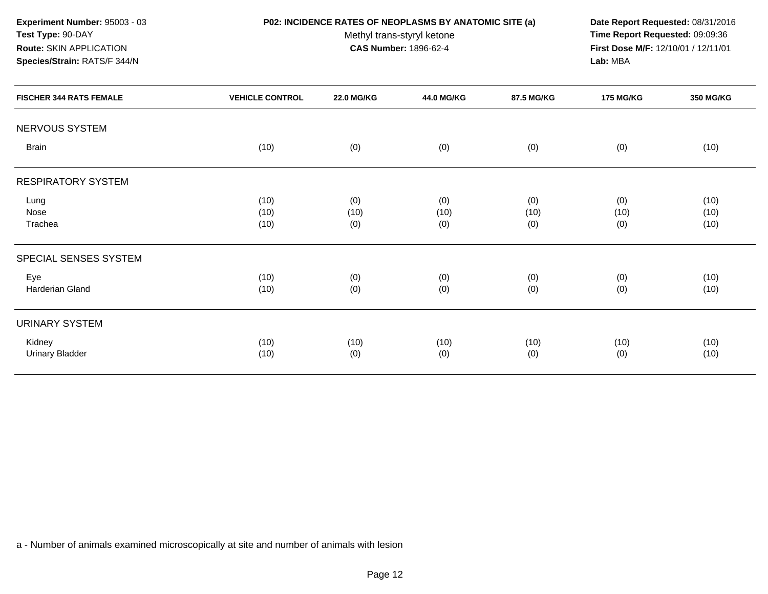**Experiment Number:** 95003 - 03
**Test Type:** 90-DAY
**Route:** SKIN APPLICATION
**Species/Strain:** RATS/F 344/N

**P02: INCIDENCE RATES OF NEOPLASMS BY ANATOMIC SITE (a)**
Methyl trans-styryl ketone
**CAS Number:** 1896-62-4

**Date Report Requested:** 08/31/2016
**Time Report Requested:** 09:09:36
**First Dose M/F:** 12/10/01 / 12/11/01
**Lab:** MBA

| FISCHER 344 RATS FEMALE | VEHICLE CONTROL | 22.0 MG/KG | 44.0 MG/KG | 87.5 MG/KG | 175 MG/KG | 350 MG/KG |
|---|---|---|---|---|---|---|
| NERVOUS SYSTEM | | | | | | |
| Brain | (10) | (0) | (0) | (0) | (0) | (10) |
| RESPIRATORY SYSTEM | | | | | | |
| Lung | (10) | (0) | (0) | (0) | (0) | (10) |
| Nose | (10) | (10) | (10) | (10) | (10) | (10) |
| Trachea | (10) | (0) | (0) | (0) | (0) | (10) |
| SPECIAL SENSES SYSTEM | | | | | | |
| Eye | (10) | (0) | (0) | (0) | (0) | (10) |
| Harderian Gland | (10) | (0) | (0) | (0) | (0) | (10) |
| URINARY SYSTEM | | | | | | |
| Kidney | (10) | (10) | (10) | (10) | (10) | (10) |
| Urinary Bladder | (10) | (0) | (0) | (0) | (0) | (10) |

a - Number of animals examined microscopically at site and number of animals with lesion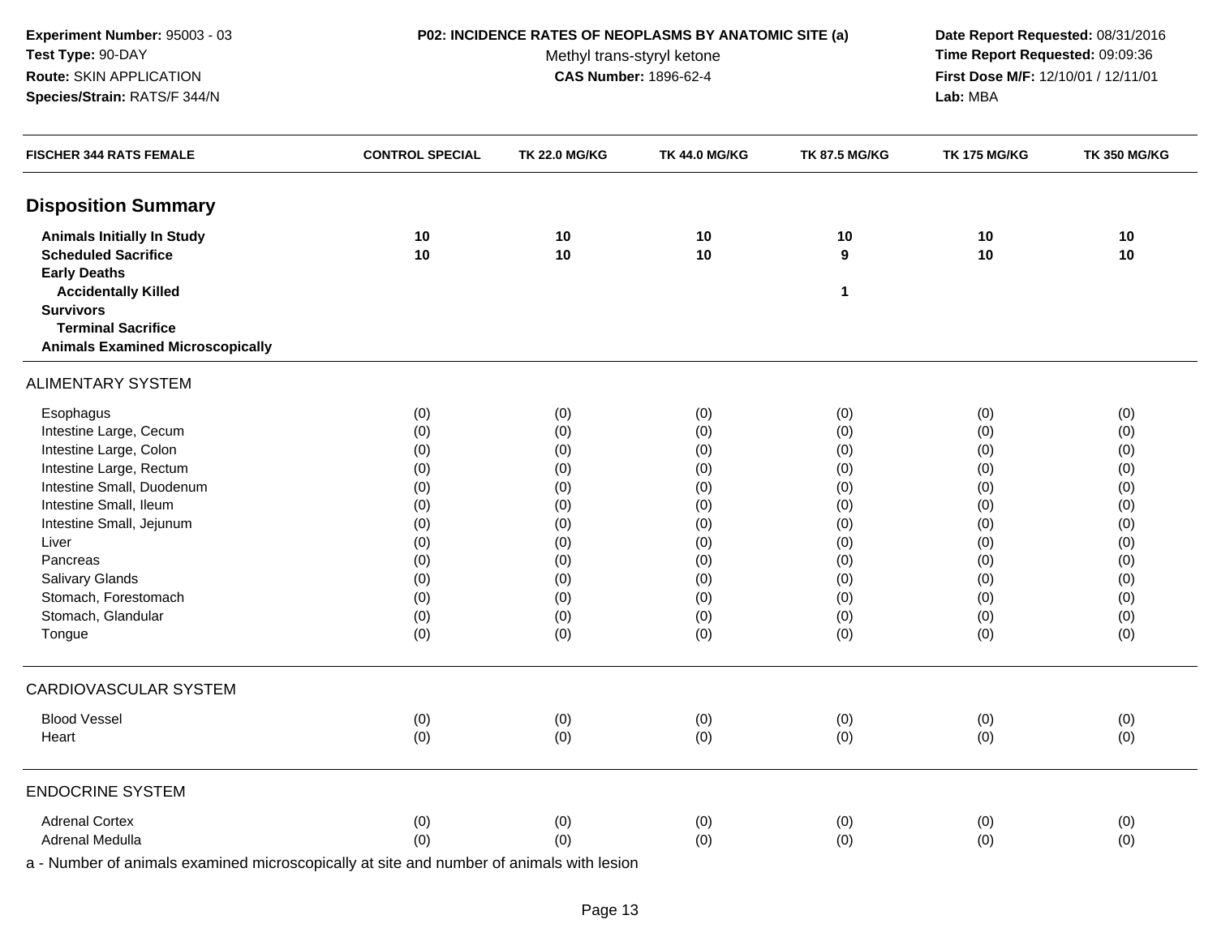**Experiment Number:** 95003 - 03
**Test Type:** 90-DAY
**Route:** SKIN APPLICATION
**Species/Strain:** RATS/F 344/N

**P02: INCIDENCE RATES OF NEOPLASMS BY ANATOMIC SITE (a)**
Methyl trans-styryl ketone
**CAS Number:** 1896-62-4

**Date Report Requested:** 08/31/2016
**Time Report Requested:** 09:09:36
**First Dose M/F:** 12/10/01 / 12/11/01
**Lab:** MBA

| FISCHER 344 RATS FEMALE | CONTROL SPECIAL | TK 22.0 MG/KG | TK 44.0 MG/KG | TK 87.5 MG/KG | TK 175 MG/KG | TK 350 MG/KG |
|---|---|---|---|---|---|---|
| **Disposition Summary** | | | | | | |
| **Animals Initially In Study** | **10** | **10** | **10** | **10** | **10** | **10** |
| **Scheduled Sacrifice** | **10** | **10** | **10** | **9** | **10** | **10** |
| **Early Deaths** | | | | | | |
| **Accidentally Killed** | | | | **1** | | |
| **Survivors** | | | | | | |
| **Terminal Sacrifice** | | | | | | |
| **Animals Examined Microscopically** | | | | | | |
| ALIMENTARY SYSTEM | | | | | | |
| Esophagus | (0) | (0) | (0) | (0) | (0) | (0) |
| Intestine Large, Cecum | (0) | (0) | (0) | (0) | (0) | (0) |
| Intestine Large, Colon | (0) | (0) | (0) | (0) | (0) | (0) |
| Intestine Large, Rectum | (0) | (0) | (0) | (0) | (0) | (0) |
| Intestine Small, Duodenum | (0) | (0) | (0) | (0) | (0) | (0) |
| Intestine Small, Ileum | (0) | (0) | (0) | (0) | (0) | (0) |
| Intestine Small, Jejunum | (0) | (0) | (0) | (0) | (0) | (0) |
| Liver | (0) | (0) | (0) | (0) | (0) | (0) |
| Pancreas | (0) | (0) | (0) | (0) | (0) | (0) |
| Salivary Glands | (0) | (0) | (0) | (0) | (0) | (0) |
| Stomach, Forestomach | (0) | (0) | (0) | (0) | (0) | (0) |
| Stomach, Glandular | (0) | (0) | (0) | (0) | (0) | (0) |
| Tongue | (0) | (0) | (0) | (0) | (0) | (0) |
| CARDIOVASCULAR SYSTEM | | | | | | |
| Blood Vessel | (0) | (0) | (0) | (0) | (0) | (0) |
| Heart | (0) | (0) | (0) | (0) | (0) | (0) |
| ENDOCRINE SYSTEM | | | | | | |
| Adrenal Cortex | (0) | (0) | (0) | (0) | (0) | (0) |
| Adrenal Medulla | (0) | (0) | (0) | (0) | (0) | (0) |

a - Number of animals examined microscopically at site and number of animals with lesion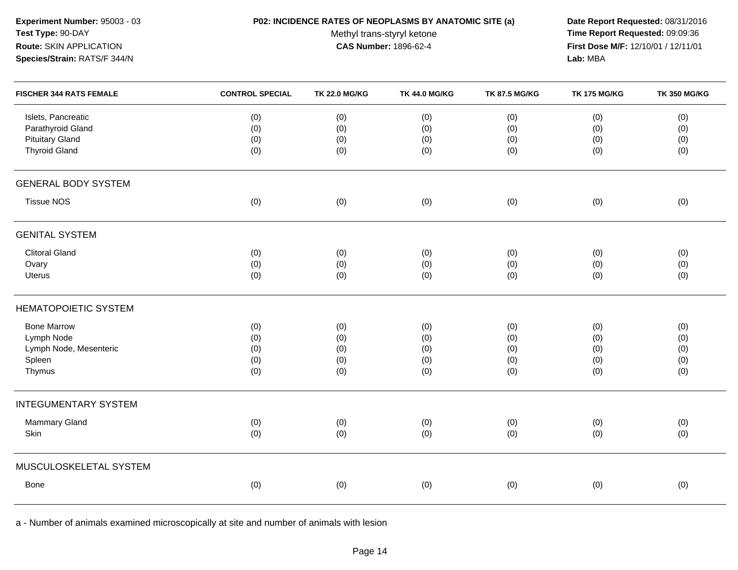**Experiment Number:** 95003 - 03
**Test Type:** 90-DAY
**Route:** SKIN APPLICATION
**Species/Strain:** RATS/F 344/N

**P02: INCIDENCE RATES OF NEOPLASMS BY ANATOMIC SITE (a)**
Methyl trans-styryl ketone
**CAS Number:** 1896-62-4

**Date Report Requested:** 08/31/2016
**Time Report Requested:** 09:09:36
**First Dose M/F:** 12/10/01 / 12/11/01
**Lab:** MBA

| FISCHER 344 RATS FEMALE | CONTROL SPECIAL | TK 22.0 MG/KG | TK 44.0 MG/KG | TK 87.5 MG/KG | TK 175 MG/KG | TK 350 MG/KG |
|---|---|---|---|---|---|---|
| Islets, Pancreatic | (0) | (0) | (0) | (0) | (0) | (0) |
| Parathyroid Gland | (0) | (0) | (0) | (0) | (0) | (0) |
| Pituitary Gland | (0) | (0) | (0) | (0) | (0) | (0) |
| Thyroid Gland | (0) | (0) | (0) | (0) | (0) | (0) |
| GENERAL BODY SYSTEM | | | | | | |
| Tissue NOS | (0) | (0) | (0) | (0) | (0) | (0) |
| GENITAL SYSTEM | | | | | | |
| Clitoral Gland | (0) | (0) | (0) | (0) | (0) | (0) |
| Ovary | (0) | (0) | (0) | (0) | (0) | (0) |
| Uterus | (0) | (0) | (0) | (0) | (0) | (0) |
| HEMATOPOIETIC SYSTEM | | | | | | |
| Bone Marrow | (0) | (0) | (0) | (0) | (0) | (0) |
| Lymph Node | (0) | (0) | (0) | (0) | (0) | (0) |
| Lymph Node, Mesenteric | (0) | (0) | (0) | (0) | (0) | (0) |
| Spleen | (0) | (0) | (0) | (0) | (0) | (0) |
| Thymus | (0) | (0) | (0) | (0) | (0) | (0) |
| INTEGUMENTARY SYSTEM | | | | | | |
| Mammary Gland | (0) | (0) | (0) | (0) | (0) | (0) |
| Skin | (0) | (0) | (0) | (0) | (0) | (0) |
| MUSCULOSKELETAL SYSTEM | | | | | | |
| Bone | (0) | (0) | (0) | (0) | (0) | (0) |

a - Number of animals examined microscopically at site and number of animals with lesion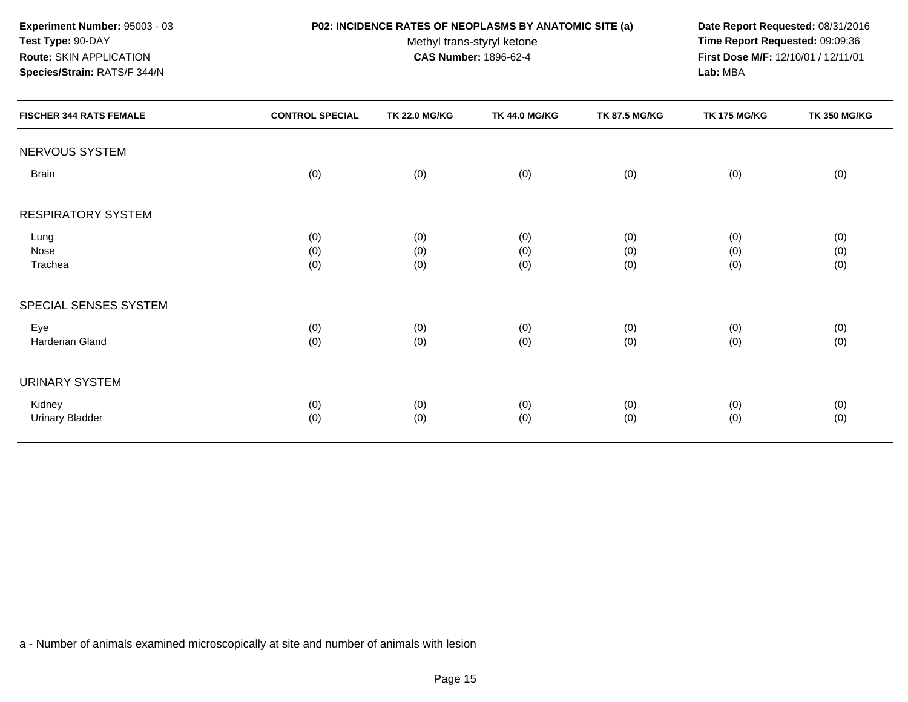**Experiment Number:** 95003 - 03
**Test Type:** 90-DAY
**Route:** SKIN APPLICATION
**Species/Strain:** RATS/F 344/N

**P02: INCIDENCE RATES OF NEOPLASMS BY ANATOMIC SITE (a)**
Methyl trans-styryl ketone
**CAS Number:** 1896-62-4

**Date Report Requested:** 08/31/2016
**Time Report Requested:** 09:09:36
**First Dose M/F:** 12/10/01 / 12/11/01
**Lab:** MBA

| FISCHER 344 RATS FEMALE | CONTROL SPECIAL | TK 22.0 MG/KG | TK 44.0 MG/KG | TK 87.5 MG/KG | TK 175 MG/KG | TK 350 MG/KG |
|---|---|---|---|---|---|---|
| NERVOUS SYSTEM | | | | | | |
| Brain | (0) | (0) | (0) | (0) | (0) | (0) |
| RESPIRATORY SYSTEM | | | | | | |
| Lung | (0) | (0) | (0) | (0) | (0) | (0) |
| Nose | (0) | (0) | (0) | (0) | (0) | (0) |
| Trachea | (0) | (0) | (0) | (0) | (0) | (0) |
| SPECIAL SENSES SYSTEM | | | | | | |
| Eye | (0) | (0) | (0) | (0) | (0) | (0) |
| Harderian Gland | (0) | (0) | (0) | (0) | (0) | (0) |
| URINARY SYSTEM | | | | | | |
| Kidney | (0) | (0) | (0) | (0) | (0) | (0) |
| Urinary Bladder | (0) | (0) | (0) | (0) | (0) | (0) |

a - Number of animals examined microscopically at site and number of animals with lesion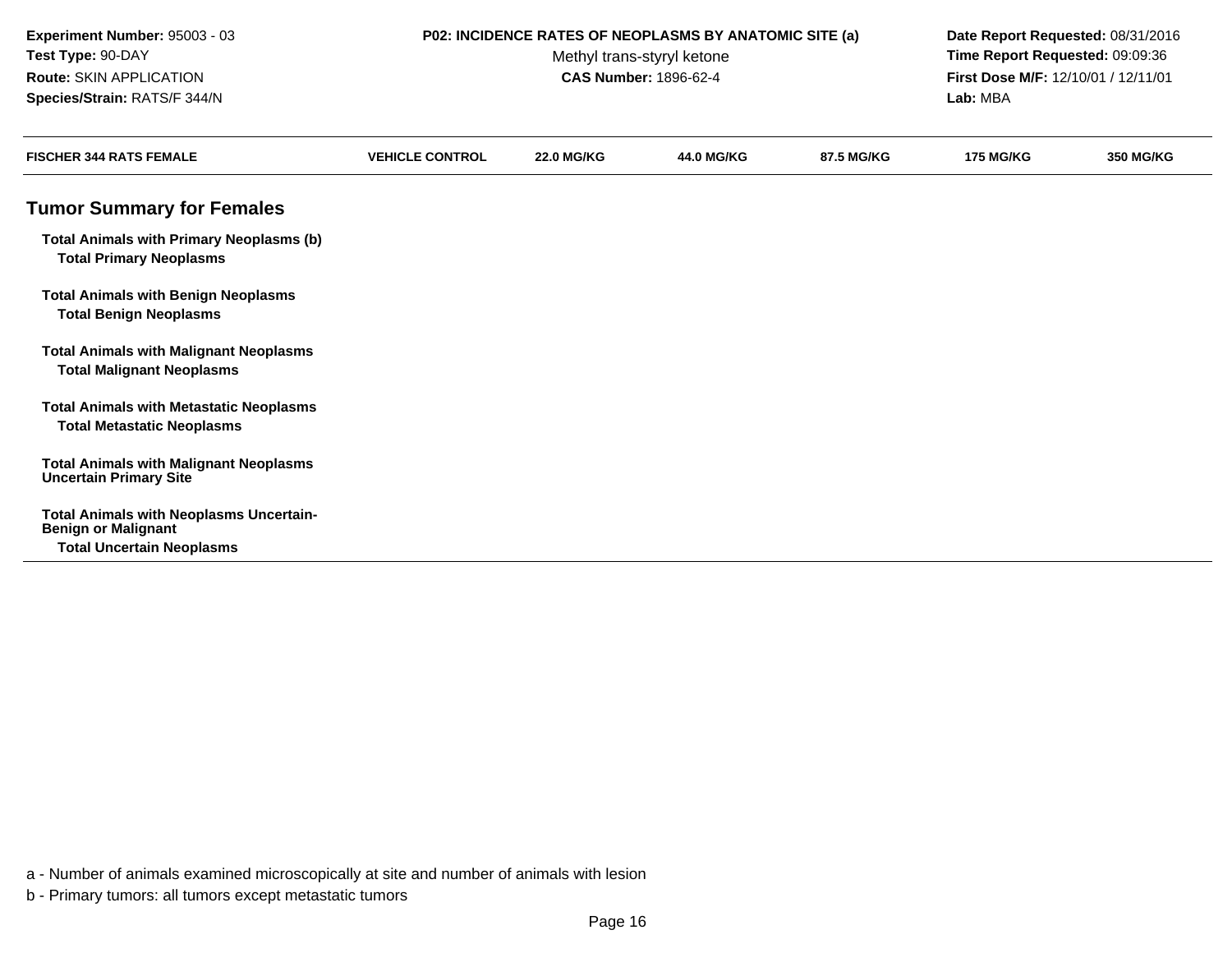**Experiment Number:** 95003 - 03
**Test Type:** 90-DAY
**Route:** SKIN APPLICATION
**Species/Strain:** RATS/F 344/N

**P02: INCIDENCE RATES OF NEOPLASMS BY ANATOMIC SITE (a)**
Methyl trans-styryl ketone
**CAS Number:** 1896-62-4

**Date Report Requested:** 08/31/2016
**Time Report Requested:** 09:09:36
**First Dose M/F:** 12/10/01 / 12/11/01
**Lab:** MBA

| FISCHER 344 RATS FEMALE | VEHICLE CONTROL | 22.0 MG/KG | 44.0 MG/KG | 87.5 MG/KG | 175 MG/KG | 350 MG/KG |
|---|---|---|---|---|---|---|
| **Tumor Summary for Females** | | | | | | |
| **Total Animals with Primary Neoplasms (b)** | | | | | | |
| **Total Primary Neoplasms** | | | | | | |
| **Total Animals with Benign Neoplasms** | | | | | | |
| **Total Benign Neoplasms** | | | | | | |
| **Total Animals with Malignant Neoplasms** | | | | | | |
| **Total Malignant Neoplasms** | | | | | | |
| **Total Animals with Metastatic Neoplasms** | | | | | | |
| **Total Metastatic Neoplasms** | | | | | | |
| **Total Animals with Malignant Neoplasms Uncertain Primary Site** | | | | | | |
| **Total Animals with Neoplasms Uncertain-Benign or Malignant** | | | | | | |
| **Total Uncertain Neoplasms** | | | | | | |

a - Number of animals examined microscopically at site and number of animals with lesion

b - Primary tumors: all tumors except metastatic tumors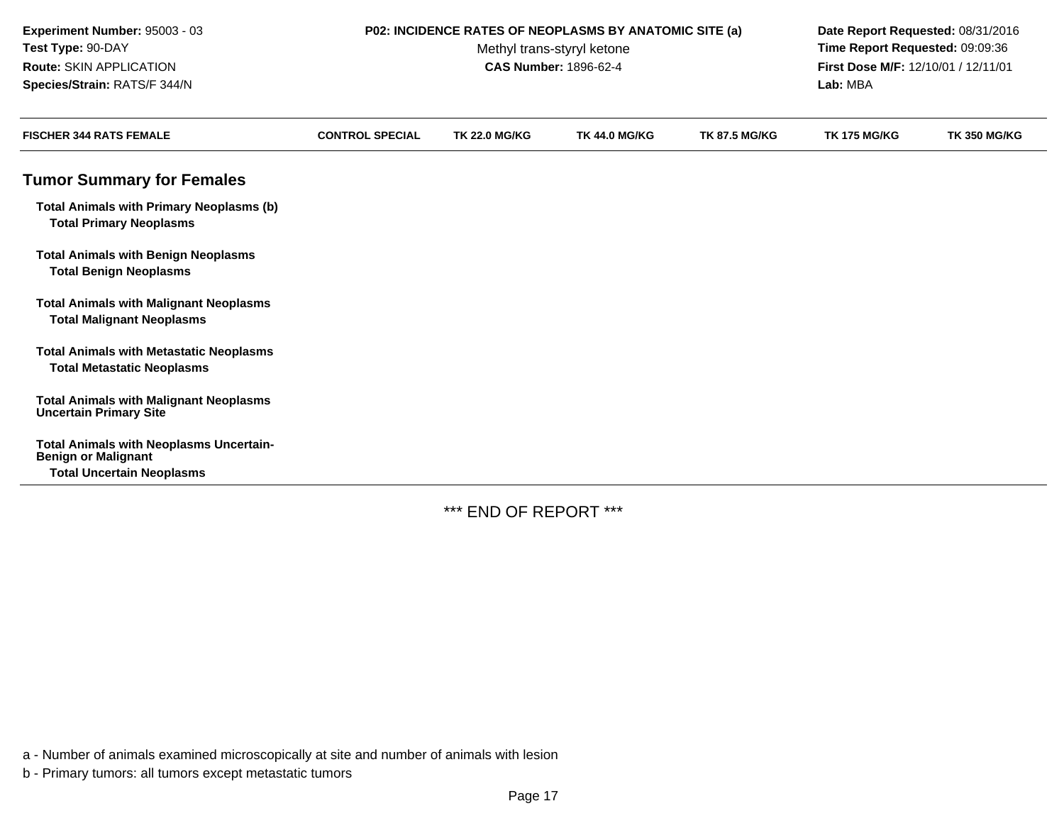**Experiment Number:** 95003 - 03
**Test Type:** 90-DAY
**Route:** SKIN APPLICATION
**Species/Strain:** RATS/F 344/N

**P02: INCIDENCE RATES OF NEOPLASMS BY ANATOMIC SITE (a)**
Methyl trans-styryl ketone
**CAS Number:** 1896-62-4

**Date Report Requested:** 08/31/2016
**Time Report Requested:** 09:09:36
**First Dose M/F:** 12/10/01 / 12/11/01
**Lab:** MBA

| FISCHER 344 RATS FEMALE | CONTROL SPECIAL | TK 22.0 MG/KG | TK 44.0 MG/KG | TK 87.5 MG/KG | TK 175 MG/KG | TK 350 MG/KG |
|---|---|---|---|---|---|---|
| **Tumor Summary for Females** | | | | | | |
| **Total Animals with Primary Neoplasms (b)** | | | | | | |
| **Total Primary Neoplasms** | | | | | | |
| **Total Animals with Benign Neoplasms** | | | | | | |
| **Total Benign Neoplasms** | | | | | | |
| **Total Animals with Malignant Neoplasms** | | | | | | |
| **Total Malignant Neoplasms** | | | | | | |
| **Total Animals with Metastatic Neoplasms** | | | | | | |
| **Total Metastatic Neoplasms** | | | | | | |
| **Total Animals with Malignant Neoplasms Uncertain Primary Site** | | | | | | |
| **Total Animals with Neoplasms Uncertain-Benign or Malignant** | | | | | | |
| **Total Uncertain Neoplasms** | | | | | | |

*** END OF REPORT ***

a - Number of animals examined microscopically at site and number of animals with lesion

b - Primary tumors: all tumors except metastatic tumors